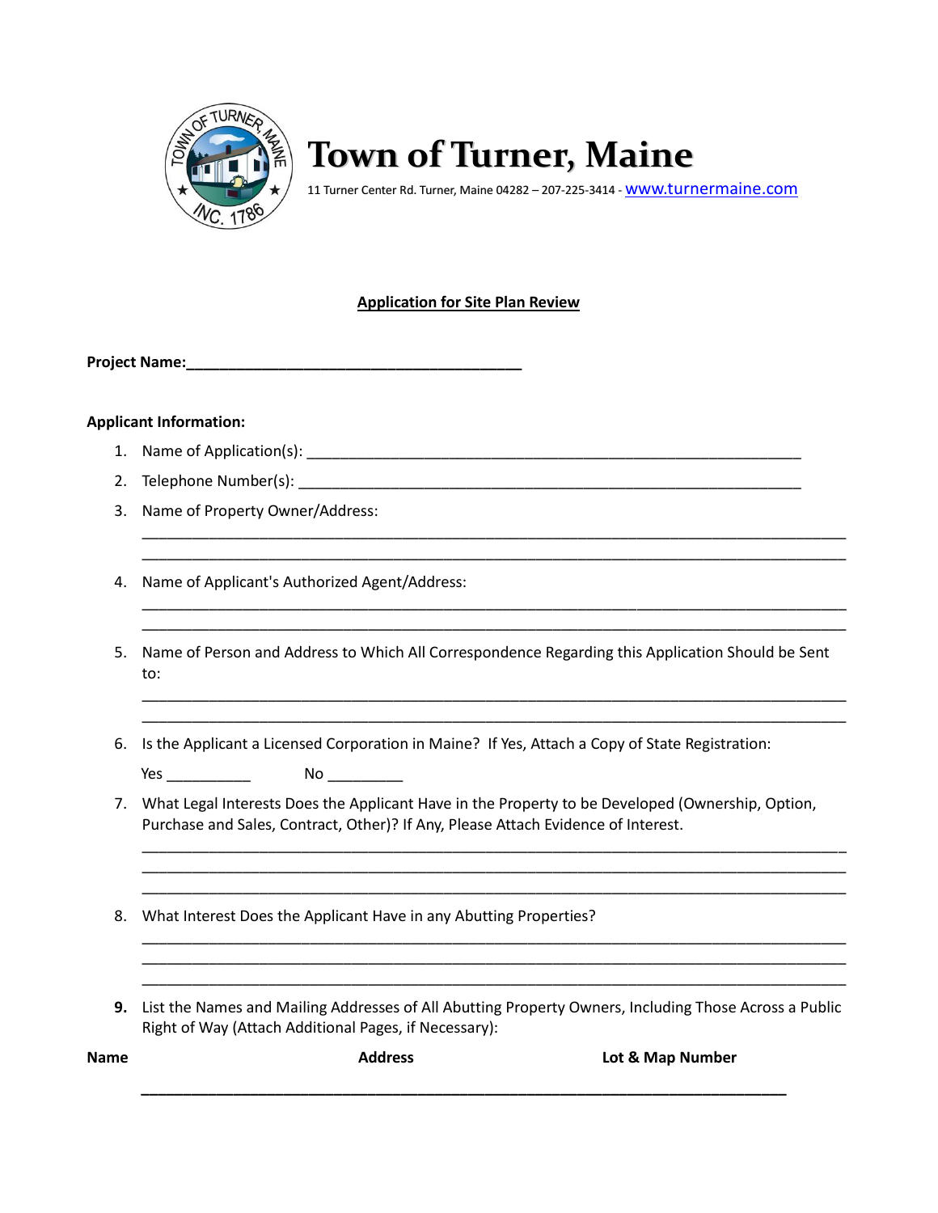# Town of Turner, Maine

11 Turner Center Rd. Turner, Maine 04282 – 207-225-3414 - www.turnermaine.com

## Application for Site Plan Review

**Project Name:**_________________________________________

**Applicant Information:**

1. Name of Application(s): ____________________________________________________________
2. Telephone Number(s): ______________________________________________________________
3. Name of Property Owner/Address:

   ____________________________________________________________________________________
   ____________________________________________________________________________________

4. Name of Applicant's Authorized Agent/Address:

   ____________________________________________________________________________________
   ____________________________________________________________________________________

5. Name of Person and Address to Which All Correspondence Regarding this Application Should be Sent to:

   ____________________________________________________________________________________
   ____________________________________________________________________________________

6. Is the Applicant a Licensed Corporation in Maine? If Yes, Attach a Copy of State Registration:

   Yes __________ No _________

7. What Legal Interests Does the Applicant Have in the Property to be Developed (Ownership, Option, Purchase and Sales, Contract, Other)? If Any, Please Attach Evidence of Interest.

   ____________________________________________________________________________________
   ____________________________________________________________________________________
   ____________________________________________________________________________________

8. What Interest Does the Applicant Have in any Abutting Properties?

   ____________________________________________________________________________________
   ____________________________________________________________________________________
   ____________________________________________________________________________________

9. List the Names and Mailing Addresses of All Abutting Property Owners, Including Those Across a Public Right of Way (Attach Additional Pages, if Necessary):

| Name | Address | Lot & Map Number |
|---|---|---|
| | | |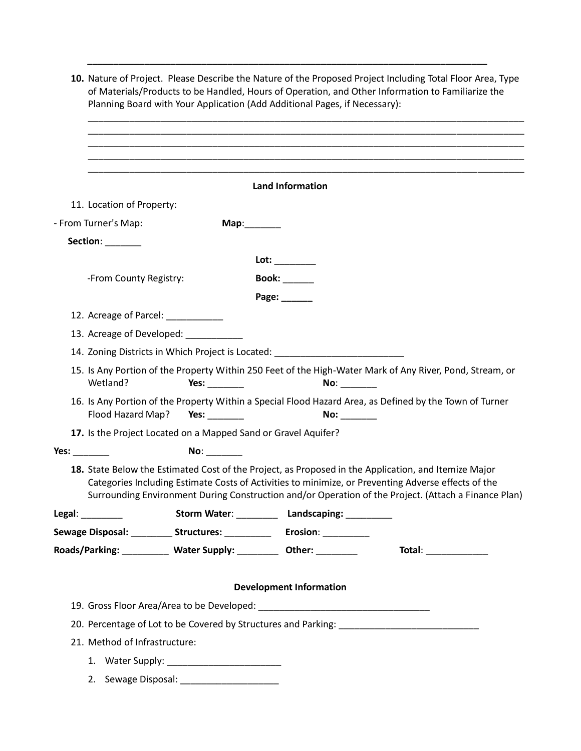________________________________________________________________________________

10. **Nature of Project.** Please Describe the Nature of the Proposed Project Including Total Floor Area, Type of Materials/Products to be Handled, Hours of Operation, and Other Information to Familiarize the Planning Board with Your Application (Add Additional Pages, if Necessary):

________________________________________________________________________________
________________________________________________________________________________
________________________________________________________________________________
________________________________________________________________________________
________________________________________________________________________________

**Land Information**

11. Location of Property:

- From Turner's Map: **Map**:_______

**Section**: _______

**Lot:** ________

-From County Registry: **Book:** ______

**Page:** ______

12. Acreage of Parcel: ___________

13. Acreage of Developed: ___________

14. Zoning Districts in Which Project is Located: _________________________

15. Is Any Portion of the Property Within 250 Feet of the High-Water Mark of Any River, Pond, Stream, or Wetland? **Yes:** _______ **No**: _______

16. Is Any Portion of the Property Within a Special Flood Hazard Area, as Defined by the Town of Turner Flood Hazard Map? **Yes:** _______ **No:** _______

**17.** Is the Project Located on a Mapped Sand or Gravel Aquifer?

**Yes:** _______ **No**: _______

**18.** State Below the Estimated Cost of the Project, as Proposed in the Application, and Itemize Major Categories Including Estimate Costs of Activities to minimize, or Preventing Adverse effects of the Surrounding Environment During Construction and/or Operation of the Project. (Attach a Finance Plan)

**Legal**: ________ **Storm Water**: ________ **Landscaping:** _________

**Sewage Disposal:** ________ **Structures:** _________ **Erosion**: _________

**Roads/Parking:** _________ **Water Supply:** ________ **Other:** ________ **Total**: ____________

**Development Information**

19. Gross Floor Area/Area to be Developed: _________________________________

20. Percentage of Lot to be Covered by Structures and Parking: ___________________________

21. Method of Infrastructure:

    1. Water Supply: ______________________

    2. Sewage Disposal: ___________________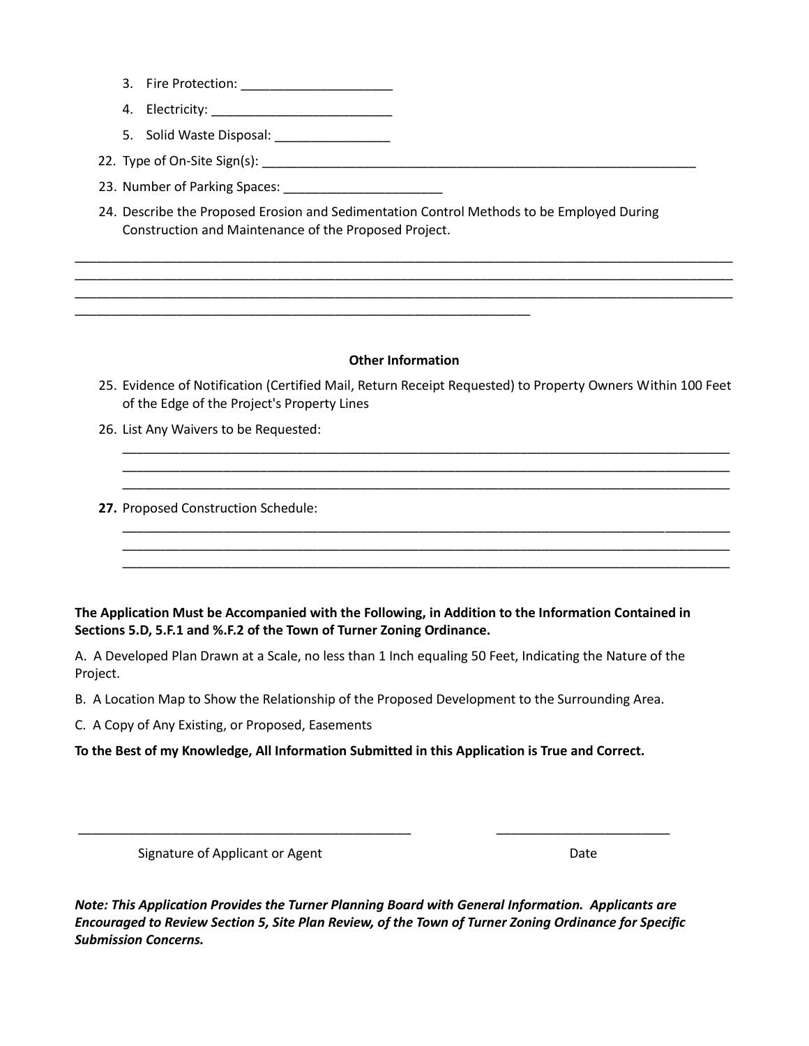3. Fire Protection: ____________________
4. Electricity: ________________________
5. Solid Waste Disposal: _______________

22. Type of On-Site Sign(s): ______________________________________________________________
23. Number of Parking Spaces: _____________________
24. Describe the Proposed Erosion and Sedimentation Control Methods to be Employed During Construction and Maintenance of the Proposed Project.

_____________________________________________________________________________________________
_____________________________________________________________________________________________
_____________________________________________________________________________________________
______________________________________________________________

**Other Information**

25. Evidence of Notification (Certified Mail, Return Receipt Requested) to Property Owners Within 100 Feet of the Edge of the Project's Property Lines
26. List Any Waivers to be Requested:

_____________________________________________________________________________________
_____________________________________________________________________________________
_____________________________________________________________________________________

**27.** Proposed Construction Schedule:

_____________________________________________________________________________________
_____________________________________________________________________________________
_____________________________________________________________________________________

**The Application Must be Accompanied with the Following, in Addition to the Information Contained in Sections 5.D, 5.F.1 and %.F.2 of the Town of Turner Zoning Ordinance.**

A. A Developed Plan Drawn at a Scale, no less than 1 Inch equaling 50 Feet, Indicating the Nature of the Project.

B. A Location Map to Show the Relationship of the Proposed Development to the Surrounding Area.

C. A Copy of Any Existing, or Proposed, Easements

**To the Best of my Knowledge, All Information Submitted in this Application is True and Correct.**

_____________________________________________ ________________________

Signature of Applicant or Agent Date

***Note: This Application Provides the Turner Planning Board with General Information. Applicants are Encouraged to Review Section 5, Site Plan Review, of the Town of Turner Zoning Ordinance for Specific Submission Concerns.***